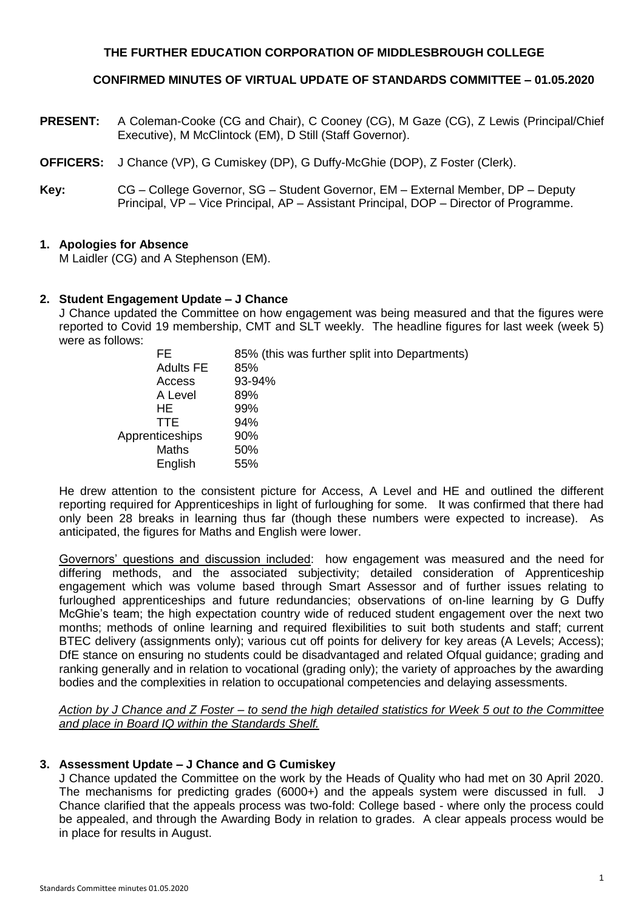**THE FURTHER EDUCATION CORPORATION OF MIDDLESBROUGH COLLEGE**

**CONFIRMED MINUTES OF VIRTUAL UPDATE OF STANDARDS COMMITTEE – 01.05.2020**

**PRESENT:** A Coleman-Cooke (CG and Chair), C Cooney (CG), M Gaze (CG), Z Lewis (Principal/Chief Executive), M McClintock (EM), D Still (Staff Governor).

**OFFICERS:** J Chance (VP), G Cumiskey (DP), G Duffy-McGhie (DOP), Z Foster (Clerk).

**Key:** CG – College Governor, SG – Student Governor, EM – External Member, DP – Deputy Principal, VP – Vice Principal, AP – Assistant Principal, DOP – Director of Programme.

## 1. Apologies for Absence

M Laidler (CG) and A Stephenson (EM).

## 2. Student Engagement Update – J Chance

J Chance updated the Committee on how engagement was being measured and that the figures were reported to Covid 19 membership, CMT and SLT weekly. The headline figures for last week (week 5) were as follows:

| | |
|---|---|
| FE | 85% (this was further split into Departments) |
| Adults FE | 85% |
| Access | 93-94% |
| A Level | 89% |
| HE | 99% |
| TTE | 94% |
| Apprenticeships | 90% |
| Maths | 50% |
| English | 55% |

He drew attention to the consistent picture for Access, A Level and HE and outlined the different reporting required for Apprenticeships in light of furloughing for some. It was confirmed that there had only been 28 breaks in learning thus far (though these numbers were expected to increase). As anticipated, the figures for Maths and English were lower.

Governors' questions and discussion included: how engagement was measured and the need for differing methods, and the associated subjectivity; detailed consideration of Apprenticeship engagement which was volume based through Smart Assessor and of further issues relating to furloughed apprenticeships and future redundancies; observations of on-line learning by G Duffy McGhie's team; the high expectation country wide of reduced student engagement over the next two months; methods of online learning and required flexibilities to suit both students and staff; current BTEC delivery (assignments only); various cut off points for delivery for key areas (A Levels; Access); DfE stance on ensuring no students could be disadvantaged and related Ofqual guidance; grading and ranking generally and in relation to vocational (grading only); the variety of approaches by the awarding bodies and the complexities in relation to occupational competencies and delaying assessments.

*Action by J Chance and Z Foster – to send the high detailed statistics for Week 5 out to the Committee and place in Board IQ within the Standards Shelf.*

## 3. Assessment Update – J Chance and G Cumiskey

J Chance updated the Committee on the work by the Heads of Quality who had met on 30 April 2020. The mechanisms for predicting grades (6000+) and the appeals system were discussed in full. J Chance clarified that the appeals process was two-fold: College based - where only the process could be appealed, and through the Awarding Body in relation to grades. A clear appeals process would be in place for results in August.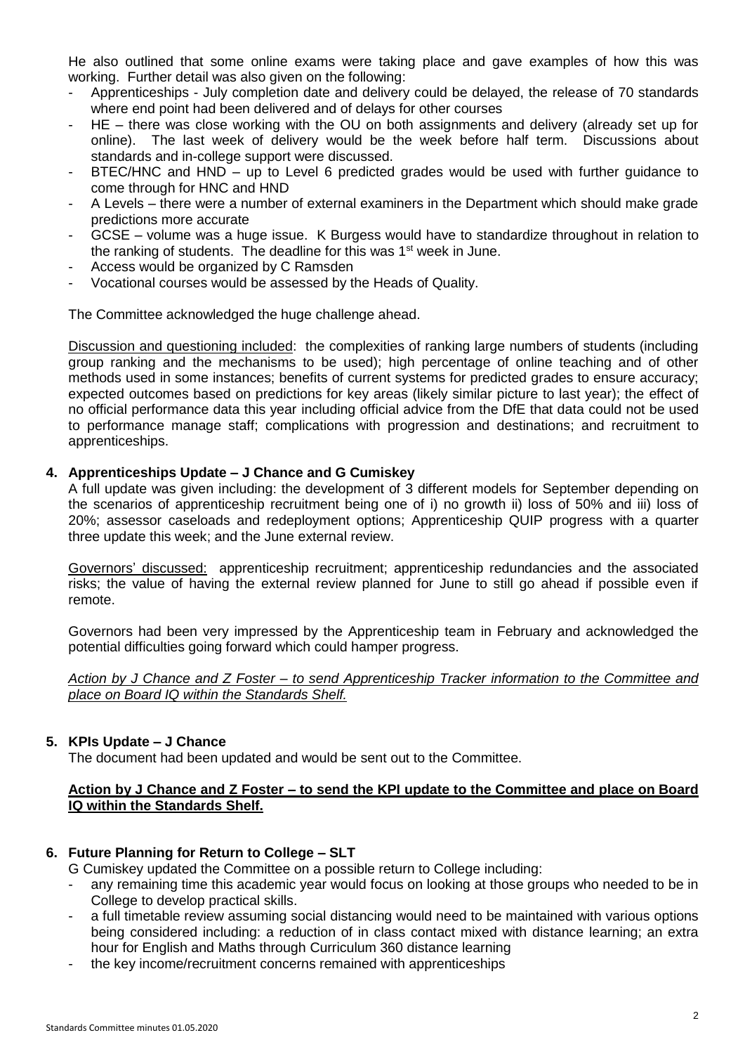He also outlined that some online exams were taking place and gave examples of how this was working. Further detail was also given on the following:

- Apprenticeships - July completion date and delivery could be delayed, the release of 70 standards where end point had been delivered and of delays for other courses
- HE – there was close working with the OU on both assignments and delivery (already set up for online). The last week of delivery would be the week before half term. Discussions about standards and in-college support were discussed.
- BTEC/HNC and HND – up to Level 6 predicted grades would be used with further guidance to come through for HNC and HND
- A Levels – there were a number of external examiners in the Department which should make grade predictions more accurate
- GCSE – volume was a huge issue. K Burgess would have to standardize throughout in relation to the ranking of students. The deadline for this was 1st week in June.
- Access would be organized by C Ramsden
- Vocational courses would be assessed by the Heads of Quality.

The Committee acknowledged the huge challenge ahead.

Discussion and questioning included: the complexities of ranking large numbers of students (including group ranking and the mechanisms to be used); high percentage of online teaching and of other methods used in some instances; benefits of current systems for predicted grades to ensure accuracy; expected outcomes based on predictions for key areas (likely similar picture to last year); the effect of no official performance data this year including official advice from the DfE that data could not be used to performance manage staff; complications with progression and destinations; and recruitment to apprenticeships.

## 4. Apprenticeships Update – J Chance and G Cumiskey

A full update was given including: the development of 3 different models for September depending on the scenarios of apprenticeship recruitment being one of i) no growth ii) loss of 50% and iii) loss of 20%; assessor caseloads and redeployment options; Apprenticeship QUIP progress with a quarter three update this week; and the June external review.

Governors' discussed: apprenticeship recruitment; apprenticeship redundancies and the associated risks; the value of having the external review planned for June to still go ahead if possible even if remote.

Governors had been very impressed by the Apprenticeship team in February and acknowledged the potential difficulties going forward which could hamper progress.

*Action by J Chance and Z Foster – to send Apprenticeship Tracker information to the Committee and place on Board IQ within the Standards Shelf.*

## 5. KPIs Update – J Chance

The document had been updated and would be sent out to the Committee.

**Action by J Chance and Z Foster – to send the KPI update to the Committee and place on Board IQ within the Standards Shelf.**

## 6. Future Planning for Return to College – SLT

G Cumiskey updated the Committee on a possible return to College including:

- any remaining time this academic year would focus on looking at those groups who needed to be in College to develop practical skills.
- a full timetable review assuming social distancing would need to be maintained with various options being considered including: a reduction of in class contact mixed with distance learning; an extra hour for English and Maths through Curriculum 360 distance learning
- the key income/recruitment concerns remained with apprenticeships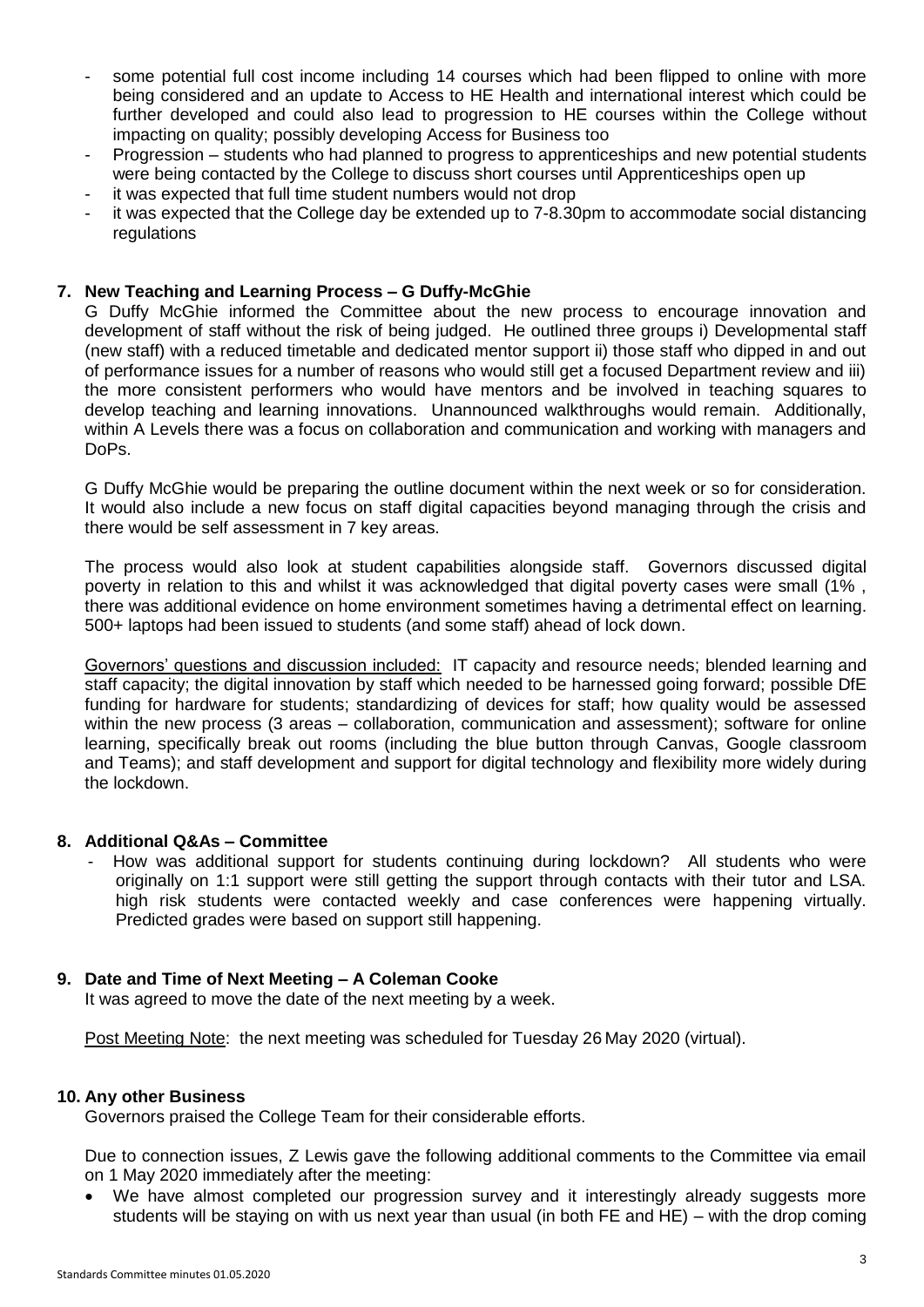- some potential full cost income including 14 courses which had been flipped to online with more being considered and an update to Access to HE Health and international interest which could be further developed and could also lead to progression to HE courses within the College without impacting on quality; possibly developing Access for Business too
- Progression – students who had planned to progress to apprenticeships and new potential students were being contacted by the College to discuss short courses until Apprenticeships open up
- it was expected that full time student numbers would not drop
- it was expected that the College day be extended up to 7-8.30pm to accommodate social distancing regulations

## 7. New Teaching and Learning Process – G Duffy-McGhie

G Duffy McGhie informed the Committee about the new process to encourage innovation and development of staff without the risk of being judged. He outlined three groups i) Developmental staff (new staff) with a reduced timetable and dedicated mentor support ii) those staff who dipped in and out of performance issues for a number of reasons who would still get a focused Department review and iii) the more consistent performers who would have mentors and be involved in teaching squares to develop teaching and learning innovations. Unannounced walkthroughs would remain. Additionally, within A Levels there was a focus on collaboration and communication and working with managers and DoPs.

G Duffy McGhie would be preparing the outline document within the next week or so for consideration. It would also include a new focus on staff digital capacities beyond managing through the crisis and there would be self assessment in 7 key areas.

The process would also look at student capabilities alongside staff. Governors discussed digital poverty in relation to this and whilst it was acknowledged that digital poverty cases were small (1% , there was additional evidence on home environment sometimes having a detrimental effect on learning. 500+ laptops had been issued to students (and some staff) ahead of lock down.

Governors' questions and discussion included: IT capacity and resource needs; blended learning and staff capacity; the digital innovation by staff which needed to be harnessed going forward; possible DfE funding for hardware for students; standardizing of devices for staff; how quality would be assessed within the new process (3 areas – collaboration, communication and assessment); software for online learning, specifically break out rooms (including the blue button through Canvas, Google classroom and Teams); and staff development and support for digital technology and flexibility more widely during the lockdown.

## 8. Additional Q&As – Committee

- How was additional support for students continuing during lockdown? All students who were originally on 1:1 support were still getting the support through contacts with their tutor and LSA. high risk students were contacted weekly and case conferences were happening virtually. Predicted grades were based on support still happening.

## 9. Date and Time of Next Meeting – A Coleman Cooke

It was agreed to move the date of the next meeting by a week.

Post Meeting Note: the next meeting was scheduled for Tuesday 26 May 2020 (virtual).

## 10. Any other Business

Governors praised the College Team for their considerable efforts.

Due to connection issues, Z Lewis gave the following additional comments to the Committee via email on 1 May 2020 immediately after the meeting:

- We have almost completed our progression survey and it interestingly already suggests more students will be staying on with us next year than usual (in both FE and HE) – with the drop coming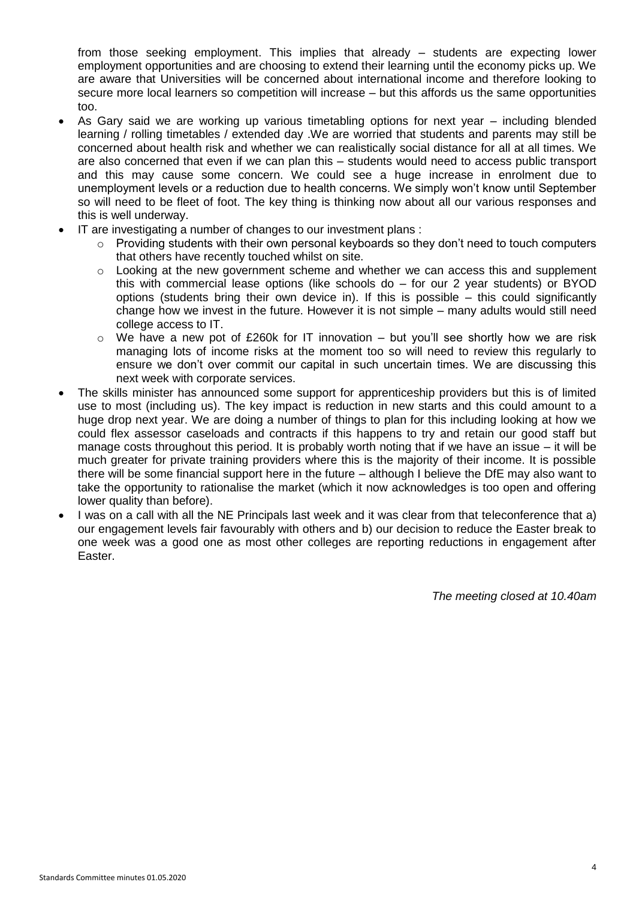from those seeking employment. This implies that already – students are expecting lower employment opportunities and are choosing to extend their learning until the economy picks up. We are aware that Universities will be concerned about international income and therefore looking to secure more local learners so competition will increase – but this affords us the same opportunities too.

- As Gary said we are working up various timetabling options for next year – including blended learning / rolling timetables / extended day .We are worried that students and parents may still be concerned about health risk and whether we can realistically social distance for all at all times. We are also concerned that even if we can plan this – students would need to access public transport and this may cause some concern. We could see a huge increase in enrolment due to unemployment levels or a reduction due to health concerns. We simply won't know until September so will need to be fleet of foot. The key thing is thinking now about all our various responses and this is well underway.
- IT are investigating a number of changes to our investment plans :
  - Providing students with their own personal keyboards so they don't need to touch computers that others have recently touched whilst on site.
  - Looking at the new government scheme and whether we can access this and supplement this with commercial lease options (like schools do – for our 2 year students) or BYOD options (students bring their own device in). If this is possible – this could significantly change how we invest in the future. However it is not simple – many adults would still need college access to IT.
  - We have a new pot of £260k for IT innovation – but you'll see shortly how we are risk managing lots of income risks at the moment too so will need to review this regularly to ensure we don't over commit our capital in such uncertain times. We are discussing this next week with corporate services.
- The skills minister has announced some support for apprenticeship providers but this is of limited use to most (including us). The key impact is reduction in new starts and this could amount to a huge drop next year. We are doing a number of things to plan for this including looking at how we could flex assessor caseloads and contracts if this happens to try and retain our good staff but manage costs throughout this period. It is probably worth noting that if we have an issue – it will be much greater for private training providers where this is the majority of their income. It is possible there will be some financial support here in the future – although I believe the DfE may also want to take the opportunity to rationalise the market (which it now acknowledges is too open and offering lower quality than before).
- I was on a call with all the NE Principals last week and it was clear from that teleconference that a) our engagement levels fair favourably with others and b) our decision to reduce the Easter break to one week was a good one as most other colleges are reporting reductions in engagement after Easter.

*The meeting closed at 10.40am*